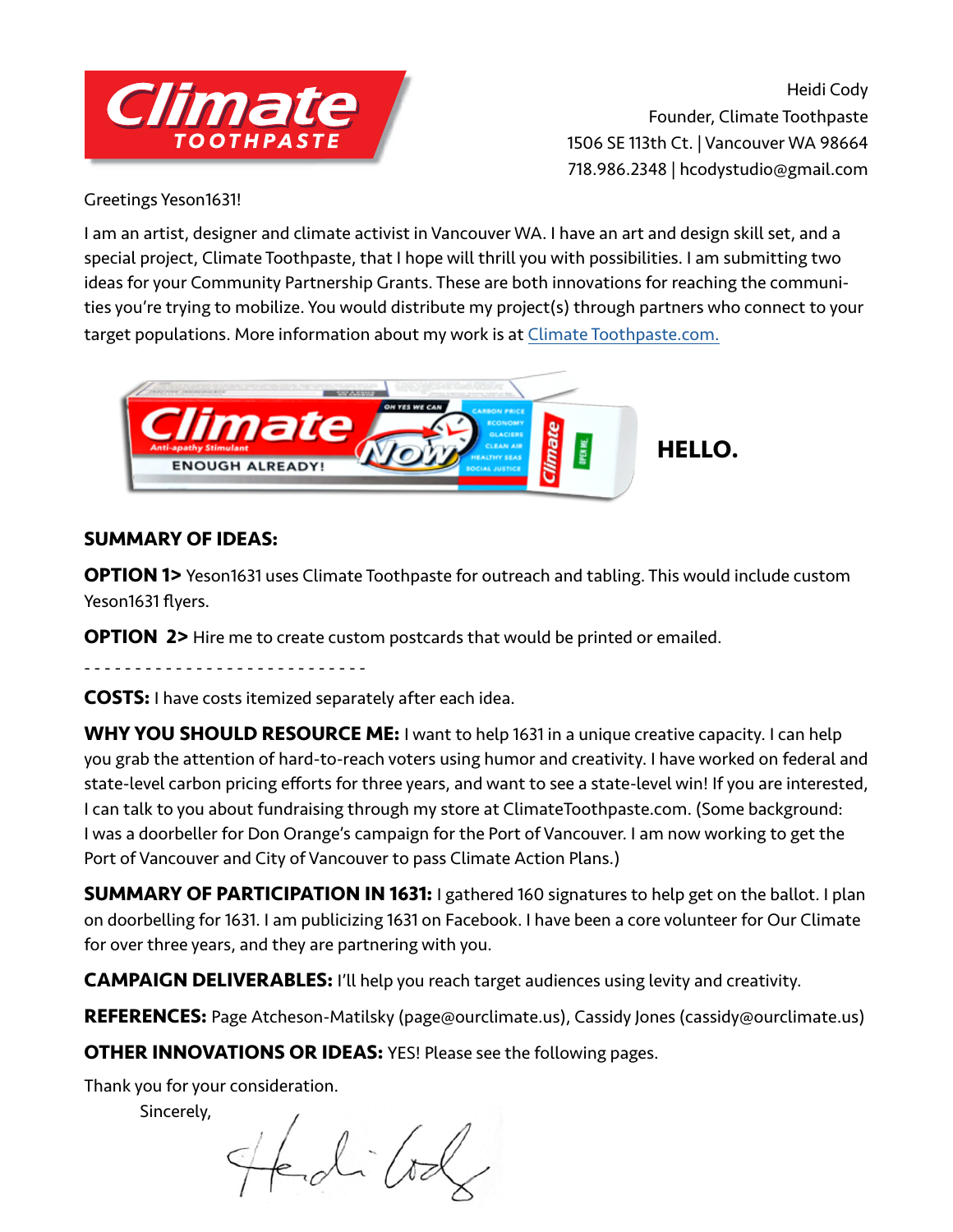Heidi Cody
Founder, Climate Toothpaste
1506 SE 113th Ct. | Vancouver WA 98664
718.986.2348 | hcodystudio@gmail.com

Greetings Yeson1631!

I am an artist, designer and climate activist in Vancouver WA. I have an art and design skill set, and a special project, Climate Toothpaste, that I hope will thrill you with possibilities. I am submitting two ideas for your Community Partnership Grants. These are both innovations for reaching the communities you're trying to mobilize. You would distribute my project(s) through partners who connect to your target populations. More information about my work is at Climate Toothpaste.com.

**HELLO.**

**SUMMARY OF IDEAS:**

**OPTION 1>** Yeson1631 uses Climate Toothpaste for outreach and tabling. This would include custom Yeson1631 flyers.

**OPTION 2>** Hire me to create custom postcards that would be printed or emailed.

- - - - - - - - - - - - - - - - - - - - - - - - - - - -

**COSTS:** I have costs itemized separately after each idea.

**WHY YOU SHOULD RESOURCE ME:** I want to help 1631 in a unique creative capacity. I can help you grab the attention of hard-to-reach voters using humor and creativity. I have worked on federal and state-level carbon pricing efforts for three years, and want to see a state-level win! If you are interested, I can talk to you about fundraising through my store at ClimateToothpaste.com. (Some background: I was a doorbeller for Don Orange's campaign for the Port of Vancouver. I am now working to get the Port of Vancouver and City of Vancouver to pass Climate Action Plans.)

**SUMMARY OF PARTICIPATION IN 1631:** I gathered 160 signatures to help get on the ballot. I plan on doorbelling for 1631. I am publicizing 1631 on Facebook. I have been a core volunteer for Our Climate for over three years, and they are partnering with you.

**CAMPAIGN DELIVERABLES:** I'll help you reach target audiences using levity and creativity.

**REFERENCES:** Page Atcheson-Matilsky (page@ourclimate.us), Cassidy Jones (cassidy@ourclimate.us)

**OTHER INNOVATIONS OR IDEAS:** YES! Please see the following pages.

Thank you for your consideration.

Sincerely,

Heidi Cody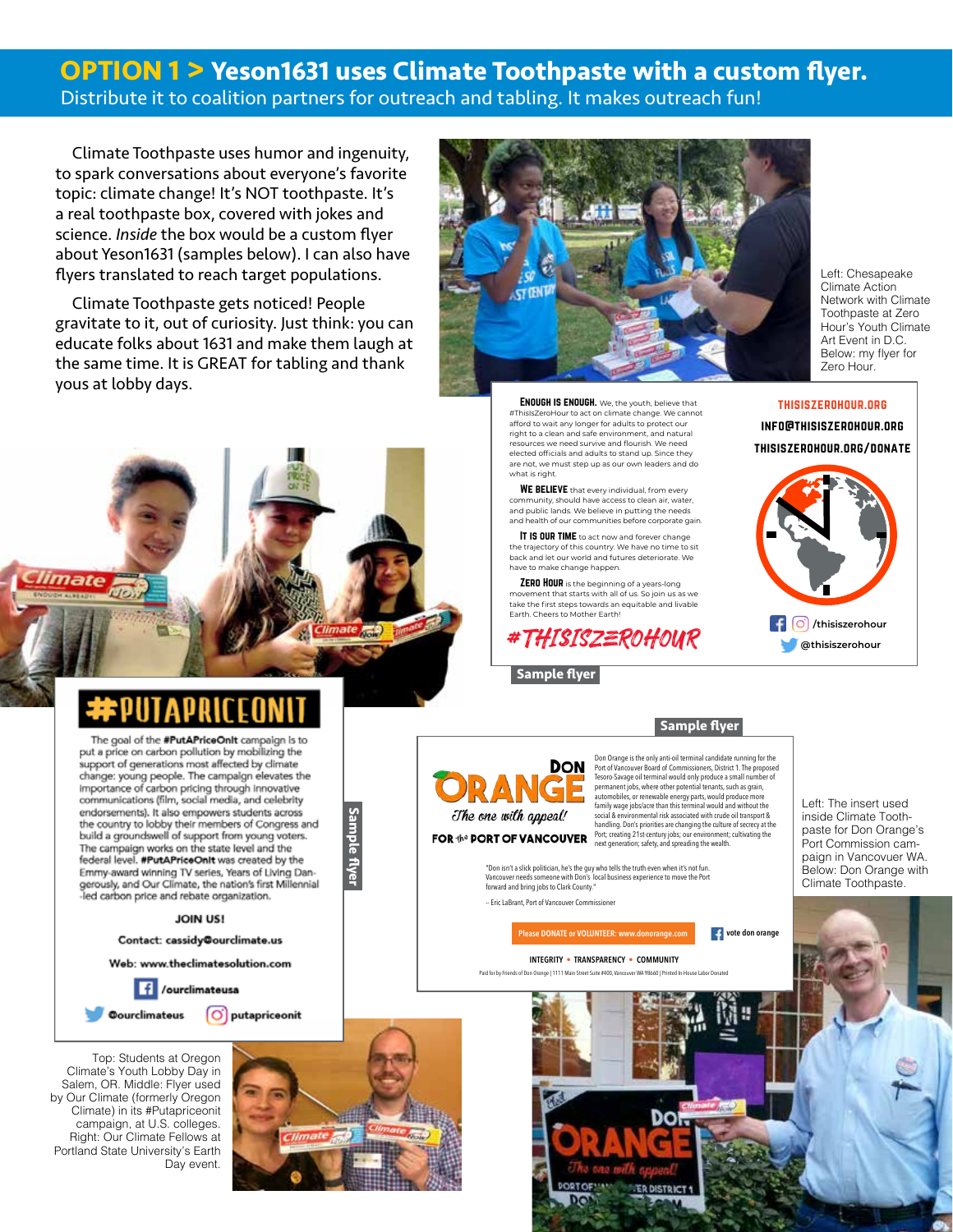# OPTION 1 > Yeson1631 uses Climate Toothpaste with a custom flyer.

Distribute it to coalition partners for outreach and tabling. It makes outreach fun!

Climate Toothpaste uses humor and ingenuity, to spark conversations about everyone's favorite topic: climate change! It's NOT toothpaste. It's a real toothpaste box, covered with jokes and science. *Inside* the box would be a custom flyer about Yeson1631 (samples below). I can also have flyers translated to reach target populations.

Climate Toothpaste gets noticed! People gravitate to it, out of curiosity. Just think: you can educate folks about 1631 and make them laugh at the same time. It is GREAT for tabling and thank yous at lobby days.

Left: Chesapeake Climate Action Network with Climate Toothpaste at Zero Hour's Youth Climate Art Event in D.C. Below: my flyer for Zero Hour.

**Sample flyer**

**ENOUGH IS ENOUGH.** We, the youth, believe that #ThisIsZeroHour to act on climate change. We cannot afford to wait any longer for adults to protect our right to a clean and safe environment, and natural resources we need survive and flourish. We need elected officials and adults to stand up. Since they are not, we must step up as our own leaders and do what is right.

**WE BELIEVE** that every individual, from every community, should have access to clean air, water, and public lands. We believe in putting the needs and health of our communities before corporate gain.

**IT IS OUR TIME** to act now and forever change the trajectory of this country. We have no time to sit back and let our world and futures deteriorate. We have to make change happen.

**ZERO HOUR** is the beginning of a years-long movement that starts with all of us. So join us as we take the first steps towards an equitable and livable Earth. Cheers to Mother Earth!

#THISISZEROHOUR

THISISZEROHOUR.ORG
INFO@THISISZEROHOUR.ORG
THISISZEROHOUR.ORG/DONATE

/thisiszerohour
@thisiszerohour

**Sample flyer**

## #PUTAPRICEONIT

The goal of the **#PutAPriceOnIt** campaign is to put a price on carbon pollution by mobilizing the support of generations most affected by climate change: young people. The campaign elevates the importance of carbon pricing through innovative communications (film, social media, and celebrity endorsements). It also empowers students across the country to lobby their members of Congress and build a groundswell of support from young voters. The campaign works on the state level and the federal level. **#PutAPriceOnIt** was created by the Emmy-award winning TV series, Years of Living Dangerously, and Our Climate, the nation's first Millennial-led carbon price and rebate organization.

**JOIN US!**

Contact: cassidy@ourclimate.us

Web: www.theclimatesolution.com

/ourclimateusa

@ourclimateus

putapriceonit

Top: Students at Oregon Climate's Youth Lobby Day in Salem, OR. Middle: Flyer used by Our Climate (formerly Oregon Climate) in its #Putapriceonit campaign, at U.S. colleges. Right: Our Climate Fellows at Portland State University's Earth Day event.

**Sample flyer**

DON ORANGE
*The one with appeal!*
FOR the PORT OF VANCOUVER

Don Orange is the only anti-oil terminal candidate running for the Port of Vancouver Board of Commissioners, District 1. The proposed Tesoro-Savage oil terminal would only produce a small number of permanent jobs, where other potential tenants, such as grain, automobiles, or renewable energy parts, would produce more family wage jobs/acre than this terminal would and without the social & environmental risk associated with crude oil transport & handling. Don's priorities are changing the culture of secrecy at the Port; creating 21st-century jobs; our environment; cultivating the next generation; safety, and spreading the wealth.

"Don isn't a slick politician, he's the guy who tells the truth even when it's not fun. Vancouver needs someone with Don's local business experience to move the Port forward and bring jobs to Clark County."

– Eric LaBrant, Port of Vancouver Commissioner

Please DONATE or VOLUNTEER: www.donorange.com

vote don orange

INTEGRITY • TRANSPARENCY • COMMUNITY

Paid for by Friends of Don Orange | 1111 Main Street Suite #400, Vancouver WA 98660 | Printed In-House Labor Donated

Left: The insert used inside Climate Toothpaste for Don Orange's Port Commission campaign in Vancouver WA. Below: Don Orange with Climate Toothpaste.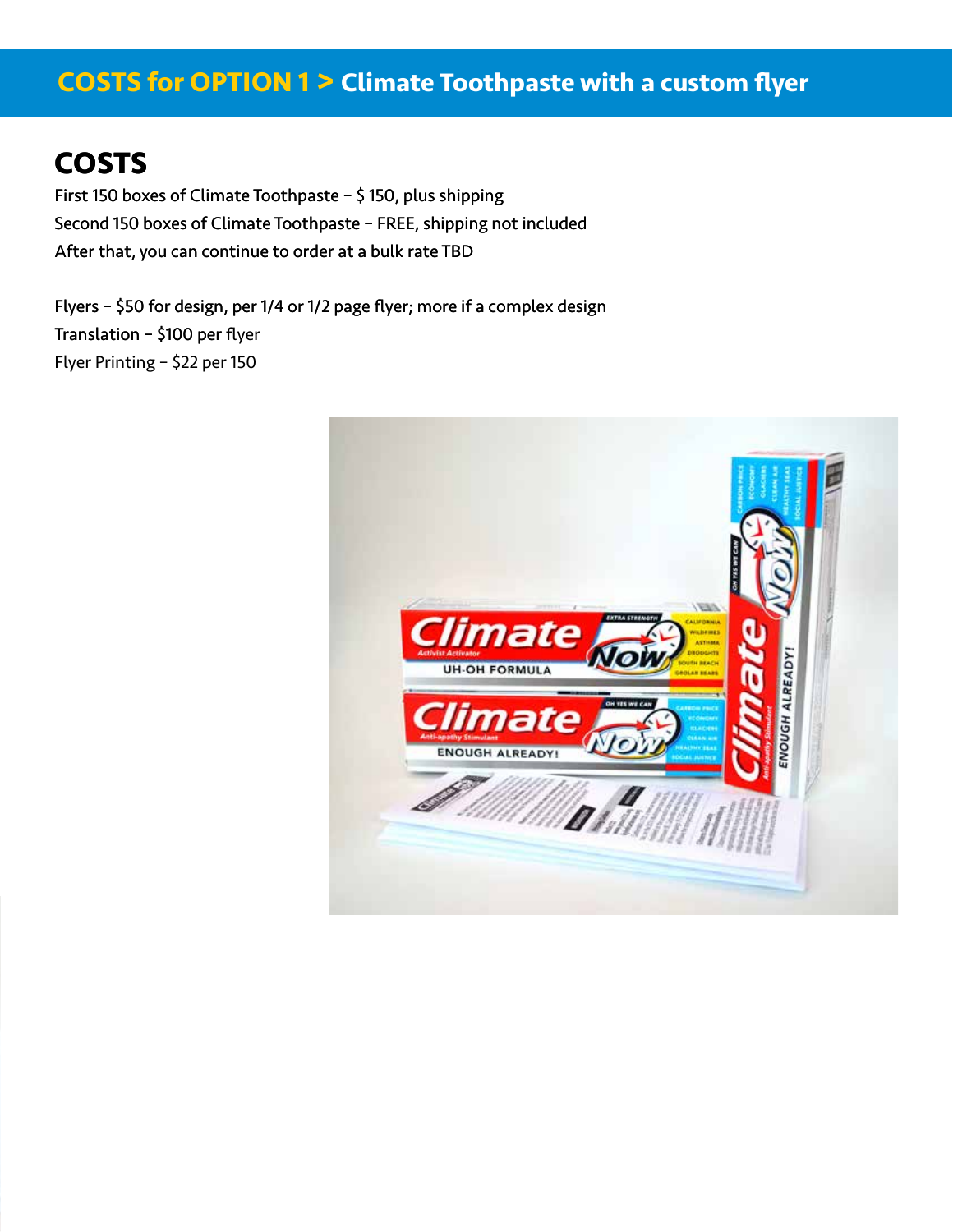## COSTS for OPTION 1 > Climate Toothpaste with a custom flyer

# COSTS

First 150 boxes of Climate Toothpaste – $ 150, plus shipping
Second 150 boxes of Climate Toothpaste – FREE, shipping not included
After that, you can continue to order at a bulk rate TBD

Flyers – $50 for design, per 1/4 or 1/2 page flyer; more if a complex design
Translation – $100 per flyer
Flyer Printing – $22 per 150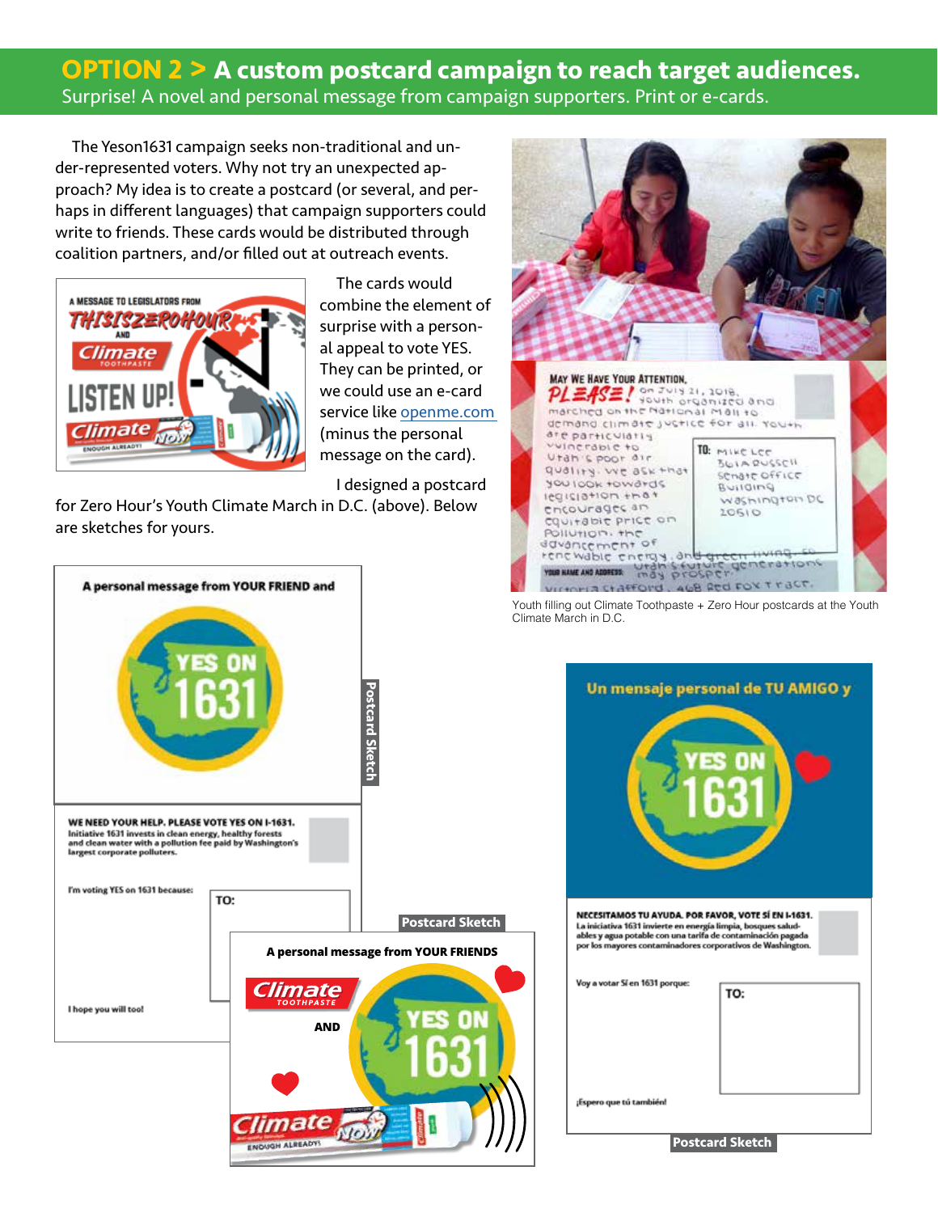## OPTION 2 > A custom postcard campaign to reach target audiences.

Surprise! A novel and personal message from campaign supporters. Print or e-cards.

The Yeson1631 campaign seeks non-traditional and under-represented voters. Why not try an unexpected approach? My idea is to create a postcard (or several, and perhaps in different languages) that campaign supporters could write to friends. These cards would be distributed through coalition partners, and/or filled out at outreach events.

The cards would combine the element of surprise with a personal appeal to vote YES. They can be printed, or we could use an e-card service like [openme.com](openme.com) (minus the personal message on the card).

I designed a postcard for Zero Hour's Youth Climate March in D.C. (above). Below are sketches for yours.

Youth filling out Climate Toothpaste + Zero Hour postcards at the Youth Climate March in D.C.

**Postcard Sketch**

A personal message from YOUR FRIEND and

YES ON 1631

**WE NEED YOUR HELP. PLEASE VOTE YES ON I-1631.**
Initiative 1631 invests in clean energy, healthy forests and clean water with a pollution fee paid by Washington's largest corporate polluters.

I'm voting YES on 1631 because:

TO:

I hope you will too!

**Postcard Sketch**

A personal message from YOUR FRIENDS

Climate TOOTHPASTE AND YES ON 1631

**Postcard Sketch**

Un mensaje personal de TU AMIGO y

YES ON 1631

**NECESITAMOS TU AYUDA. POR FAVOR, VOTE SÍ EN I-1631.**
La iniciativa 1631 invierte en energía limpia, bosques saludables y agua potable con una tarifa de contaminación pagada por los mayores contaminadores corporativos de Washington.

Voy a votar SÍ en 1631 porque:

TO:

¡Espero que tú también!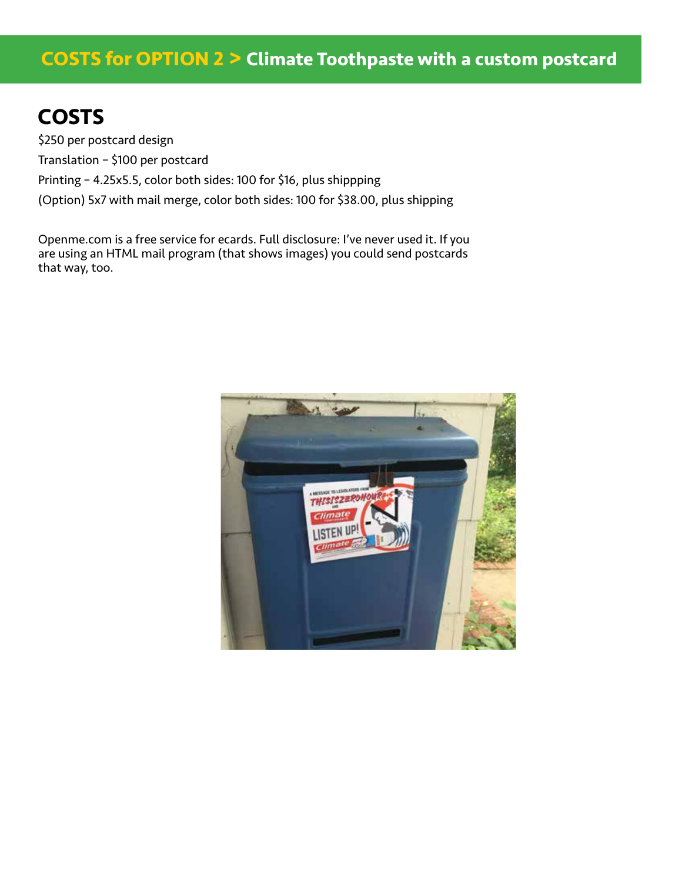## COSTS for OPTION 2 > Climate Toothpaste with a custom postcard

### COSTS

$250 per postcard design

Translation – $100 per postcard

Printing – 4.25x5.5, color both sides: 100 for $16, plus shippping

(Option) 5x7 with mail merge, color both sides: 100 for $38.00, plus shipping

Openme.com is a free service for ecards. Full disclosure: I've never used it. If you are using an HTML mail program (that shows images) you could send postcards that way, too.